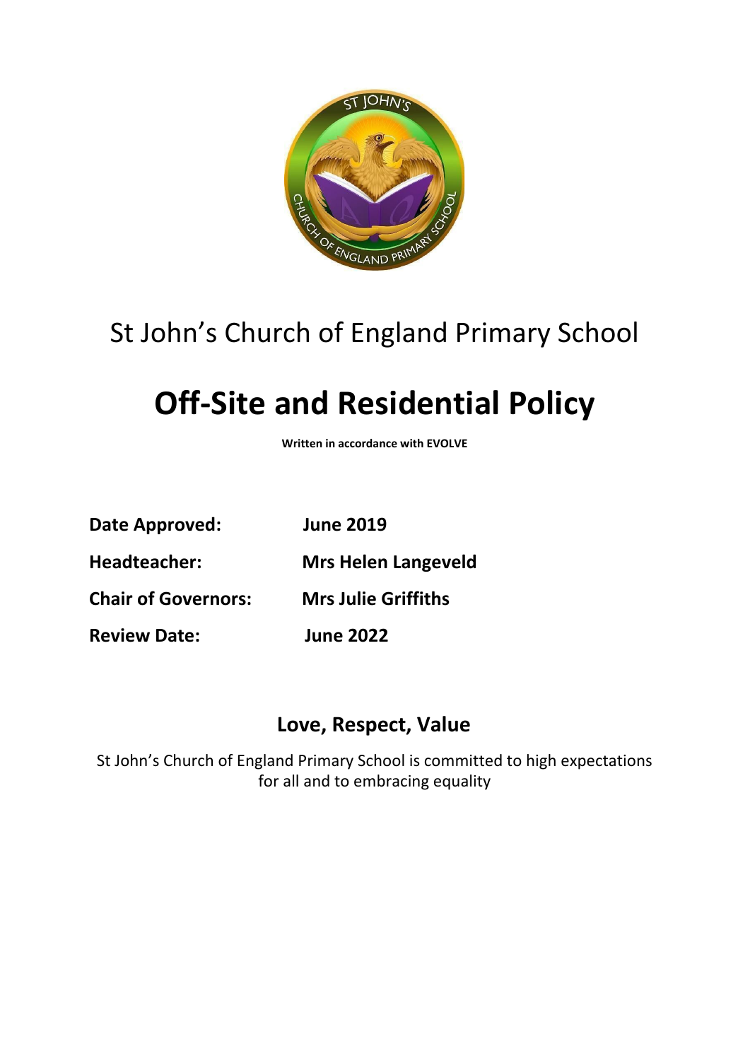St John's Church of England Primary School

# Off-Site and Residential Policy

**Written in accordance with EVOLVE**

| | |
|---|---|
| **Date Approved:** | **June 2019** |
| **Headteacher:** | **Mrs Helen Langeveld** |
| **Chair of Governors:** | **Mrs Julie Griffiths** |
| **Review Date:** | **June 2022** |

## Love, Respect, Value

St John's Church of England Primary School is committed to high expectations for all and to embracing equality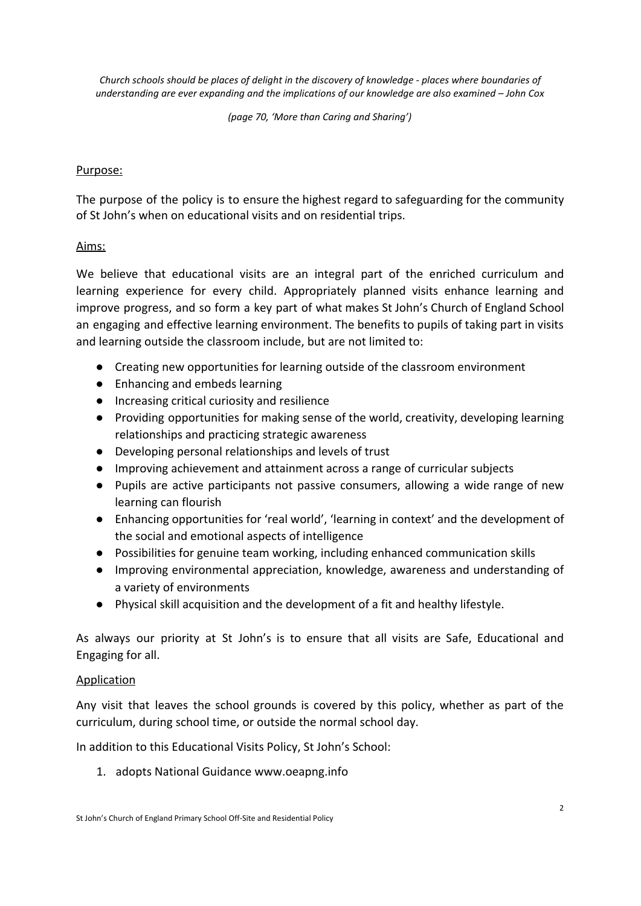*Church schools should be places of delight in the discovery of knowledge - places where boundaries of understanding are ever expanding and the implications of our knowledge are also examined – John Cox*

*(page 70, 'More than Caring and Sharing')*

## Purpose:

The purpose of the policy is to ensure the highest regard to safeguarding for the community of St John's when on educational visits and on residential trips.

## Aims:

We believe that educational visits are an integral part of the enriched curriculum and learning experience for every child. Appropriately planned visits enhance learning and improve progress, and so form a key part of what makes St John's Church of England School an engaging and effective learning environment. The benefits to pupils of taking part in visits and learning outside the classroom include, but are not limited to:

- Creating new opportunities for learning outside of the classroom environment
- Enhancing and embeds learning
- Increasing critical curiosity and resilience
- Providing opportunities for making sense of the world, creativity, developing learning relationships and practicing strategic awareness
- Developing personal relationships and levels of trust
- Improving achievement and attainment across a range of curricular subjects
- Pupils are active participants not passive consumers, allowing a wide range of new learning can flourish
- Enhancing opportunities for 'real world', 'learning in context' and the development of the social and emotional aspects of intelligence
- Possibilities for genuine team working, including enhanced communication skills
- Improving environmental appreciation, knowledge, awareness and understanding of a variety of environments
- Physical skill acquisition and the development of a fit and healthy lifestyle.

As always our priority at St John's is to ensure that all visits are Safe, Educational and Engaging for all.

## Application

Any visit that leaves the school grounds is covered by this policy, whether as part of the curriculum, during school time, or outside the normal school day.

In addition to this Educational Visits Policy, St John's School:

1. adopts National Guidance www.oeapng.info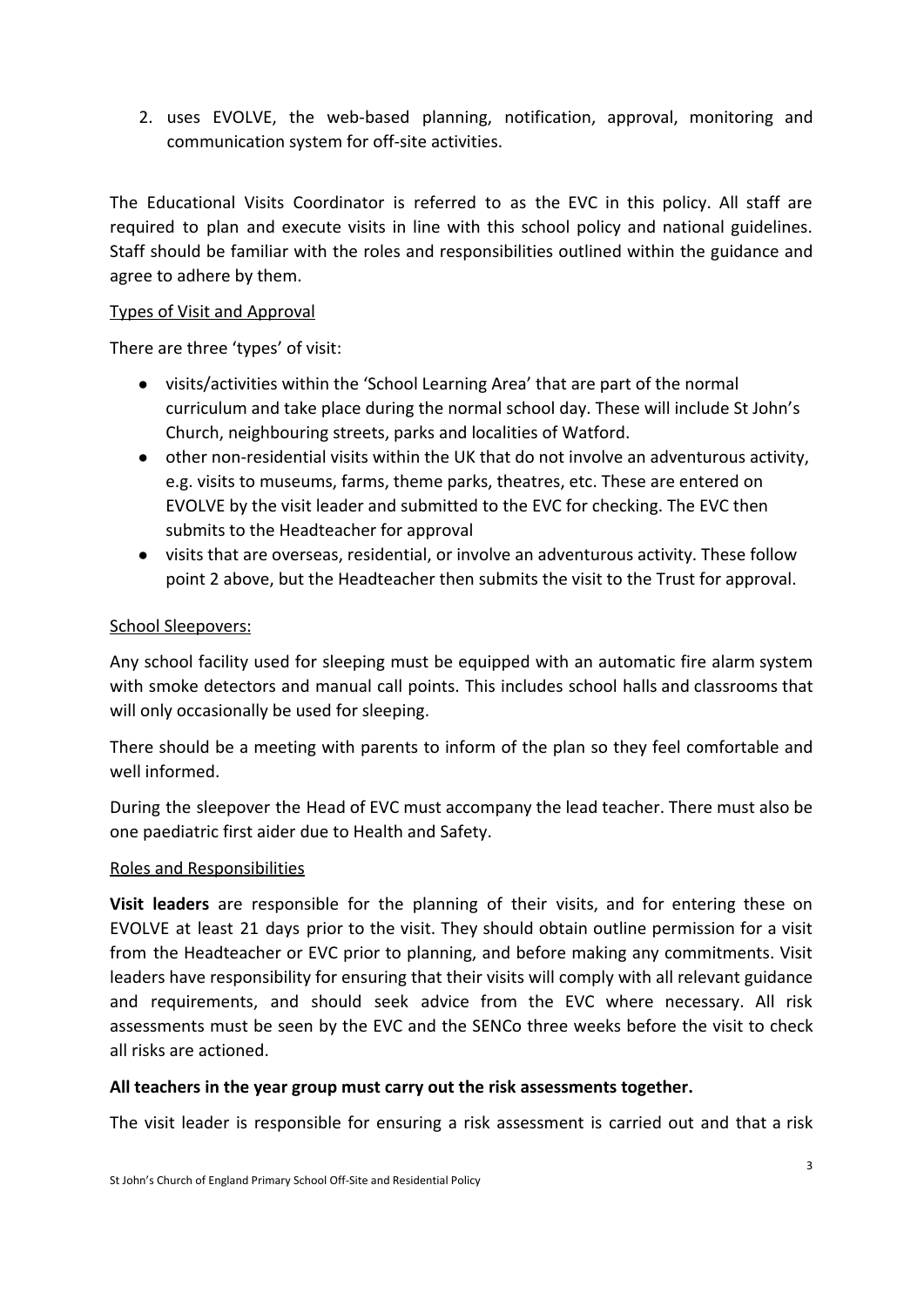2. uses EVOLVE, the web-based planning, notification, approval, monitoring and communication system for off-site activities.

The Educational Visits Coordinator is referred to as the EVC in this policy. All staff are required to plan and execute visits in line with this school policy and national guidelines. Staff should be familiar with the roles and responsibilities outlined within the guidance and agree to adhere by them.

Types of Visit and Approval

There are three 'types' of visit:

- visits/activities within the 'School Learning Area' that are part of the normal curriculum and take place during the normal school day. These will include St John's Church, neighbouring streets, parks and localities of Watford.
- other non-residential visits within the UK that do not involve an adventurous activity, e.g. visits to museums, farms, theme parks, theatres, etc. These are entered on EVOLVE by the visit leader and submitted to the EVC for checking. The EVC then submits to the Headteacher for approval
- visits that are overseas, residential, or involve an adventurous activity. These follow point 2 above, but the Headteacher then submits the visit to the Trust for approval.

School Sleepovers:

Any school facility used for sleeping must be equipped with an automatic fire alarm system with smoke detectors and manual call points. This includes school halls and classrooms that will only occasionally be used for sleeping.

There should be a meeting with parents to inform of the plan so they feel comfortable and well informed.

During the sleepover the Head of EVC must accompany the lead teacher. There must also be one paediatric first aider due to Health and Safety.

Roles and Responsibilities

**Visit leaders** are responsible for the planning of their visits, and for entering these on EVOLVE at least 21 days prior to the visit. They should obtain outline permission for a visit from the Headteacher or EVC prior to planning, and before making any commitments. Visit leaders have responsibility for ensuring that their visits will comply with all relevant guidance and requirements, and should seek advice from the EVC where necessary. All risk assessments must be seen by the EVC and the SENCo three weeks before the visit to check all risks are actioned.

**All teachers in the year group must carry out the risk assessments together.**

The visit leader is responsible for ensuring a risk assessment is carried out and that a risk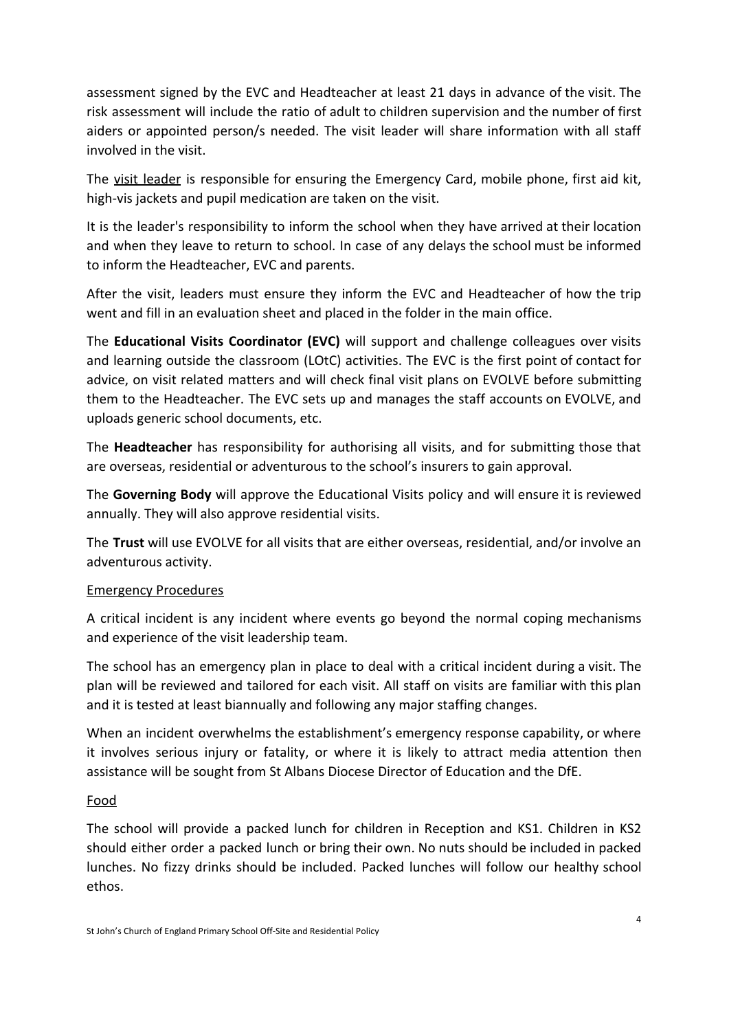assessment signed by the EVC and Headteacher at least 21 days in advance of the visit. The risk assessment will include the ratio of adult to children supervision and the number of first aiders or appointed person/s needed. The visit leader will share information with all staff involved in the visit.

The visit leader is responsible for ensuring the Emergency Card, mobile phone, first aid kit, high-vis jackets and pupil medication are taken on the visit.

It is the leader's responsibility to inform the school when they have arrived at their location and when they leave to return to school. In case of any delays the school must be informed to inform the Headteacher, EVC and parents.

After the visit, leaders must ensure they inform the EVC and Headteacher of how the trip went and fill in an evaluation sheet and placed in the folder in the main office.

The **Educational Visits Coordinator (EVC)** will support and challenge colleagues over visits and learning outside the classroom (LOtC) activities. The EVC is the first point of contact for advice, on visit related matters and will check final visit plans on EVOLVE before submitting them to the Headteacher. The EVC sets up and manages the staff accounts on EVOLVE, and uploads generic school documents, etc.

The **Headteacher** has responsibility for authorising all visits, and for submitting those that are overseas, residential or adventurous to the school's insurers to gain approval.

The **Governing Body** will approve the Educational Visits policy and will ensure it is reviewed annually. They will also approve residential visits.

The **Trust** will use EVOLVE for all visits that are either overseas, residential, and/or involve an adventurous activity.

## Emergency Procedures

A critical incident is any incident where events go beyond the normal coping mechanisms and experience of the visit leadership team.

The school has an emergency plan in place to deal with a critical incident during a visit. The plan will be reviewed and tailored for each visit. All staff on visits are familiar with this plan and it is tested at least biannually and following any major staffing changes.

When an incident overwhelms the establishment's emergency response capability, or where it involves serious injury or fatality, or where it is likely to attract media attention then assistance will be sought from St Albans Diocese Director of Education and the DfE.

## Food

The school will provide a packed lunch for children in Reception and KS1. Children in KS2 should either order a packed lunch or bring their own. No nuts should be included in packed lunches. No fizzy drinks should be included. Packed lunches will follow our healthy school ethos.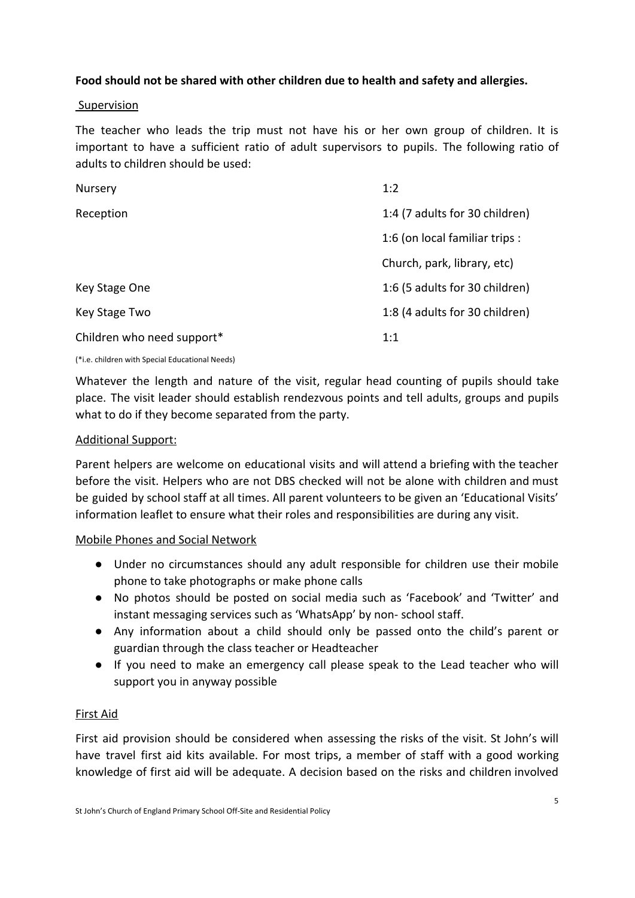**Food should not be shared with other children due to health and safety and allergies.**

Supervision

The teacher who leads the trip must not have his or her own group of children. It is important to have a sufficient ratio of adult supervisors to pupils. The following ratio of adults to children should be used:

| | |
|---|---|
| Nursery | 1:2 |
| Reception | 1:4 (7 adults for 30 children) |
| | 1:6 (on local familiar trips : Church, park, library, etc) |
| Key Stage One | 1:6 (5 adults for 30 children) |
| Key Stage Two | 1:8 (4 adults for 30 children) |
| Children who need support* | 1:1 |

(*i.e. children with Special Educational Needs)

Whatever the length and nature of the visit, regular head counting of pupils should take place. The visit leader should establish rendezvous points and tell adults, groups and pupils what to do if they become separated from the party.

Additional Support:

Parent helpers are welcome on educational visits and will attend a briefing with the teacher before the visit. Helpers who are not DBS checked will not be alone with children and must be guided by school staff at all times. All parent volunteers to be given an 'Educational Visits' information leaflet to ensure what their roles and responsibilities are during any visit.

Mobile Phones and Social Network

- Under no circumstances should any adult responsible for children use their mobile phone to take photographs or make phone calls
- No photos should be posted on social media such as 'Facebook' and 'Twitter' and instant messaging services such as 'WhatsApp' by non- school staff.
- Any information about a child should only be passed onto the child's parent or guardian through the class teacher or Headteacher
- If you need to make an emergency call please speak to the Lead teacher who will support you in anyway possible

First Aid

First aid provision should be considered when assessing the risks of the visit. St John's will have travel first aid kits available. For most trips, a member of staff with a good working knowledge of first aid will be adequate. A decision based on the risks and children involved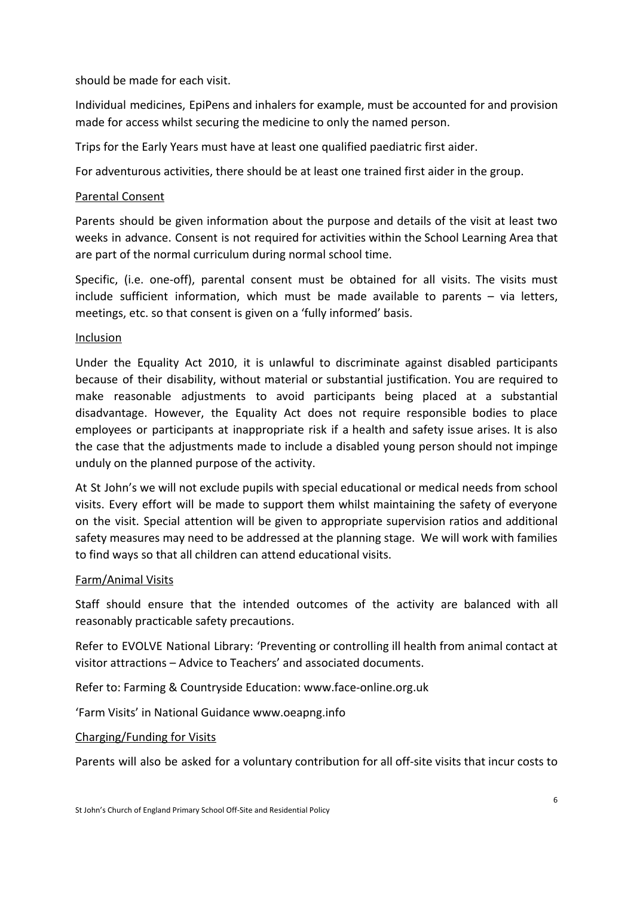should be made for each visit.

Individual medicines, EpiPens and inhalers for example, must be accounted for and provision made for access whilst securing the medicine to only the named person.

Trips for the Early Years must have at least one qualified paediatric first aider.

For adventurous activities, there should be at least one trained first aider in the group.

### Parental Consent

Parents should be given information about the purpose and details of the visit at least two weeks in advance. Consent is not required for activities within the School Learning Area that are part of the normal curriculum during normal school time.

Specific, (i.e. one-off), parental consent must be obtained for all visits. The visits must include sufficient information, which must be made available to parents – via letters, meetings, etc. so that consent is given on a 'fully informed' basis.

### Inclusion

Under the Equality Act 2010, it is unlawful to discriminate against disabled participants because of their disability, without material or substantial justification. You are required to make reasonable adjustments to avoid participants being placed at a substantial disadvantage. However, the Equality Act does not require responsible bodies to place employees or participants at inappropriate risk if a health and safety issue arises. It is also the case that the adjustments made to include a disabled young person should not impinge unduly on the planned purpose of the activity.

At St John's we will not exclude pupils with special educational or medical needs from school visits. Every effort will be made to support them whilst maintaining the safety of everyone on the visit. Special attention will be given to appropriate supervision ratios and additional safety measures may need to be addressed at the planning stage. We will work with families to find ways so that all children can attend educational visits.

### Farm/Animal Visits

Staff should ensure that the intended outcomes of the activity are balanced with all reasonably practicable safety precautions.

Refer to EVOLVE National Library: 'Preventing or controlling ill health from animal contact at visitor attractions – Advice to Teachers' and associated documents.

Refer to: Farming & Countryside Education: www.face-online.org.uk

'Farm Visits' in National Guidance www.oeapng.info

### Charging/Funding for Visits

Parents will also be asked for a voluntary contribution for all off-site visits that incur costs to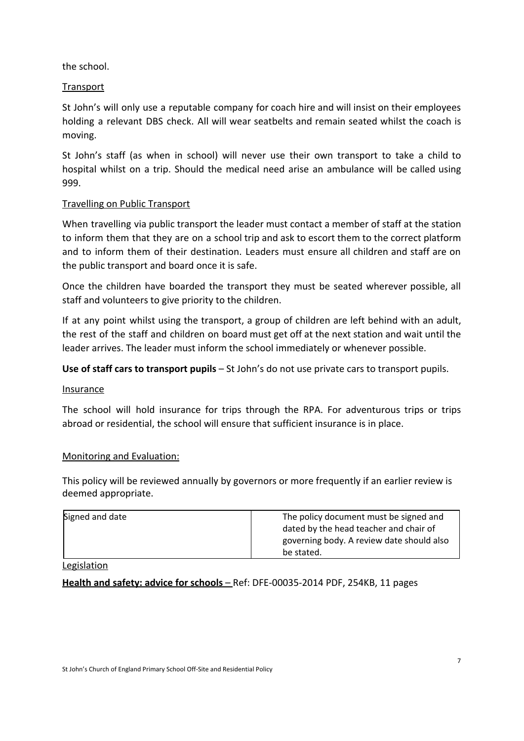the school.

Transport

St John's will only use a reputable company for coach hire and will insist on their employees holding a relevant DBS check. All will wear seatbelts and remain seated whilst the coach is moving.

St John's staff (as when in school) will never use their own transport to take a child to hospital whilst on a trip. Should the medical need arise an ambulance will be called using 999.

Travelling on Public Transport

When travelling via public transport the leader must contact a member of staff at the station to inform them that they are on a school trip and ask to escort them to the correct platform and to inform them of their destination. Leaders must ensure all children and staff are on the public transport and board once it is safe.

Once the children have boarded the transport they must be seated wherever possible, all staff and volunteers to give priority to the children.

If at any point whilst using the transport, a group of children are left behind with an adult, the rest of the staff and children on board must get off at the next station and wait until the leader arrives. The leader must inform the school immediately or whenever possible.

**Use of staff cars to transport pupils** – St John's do not use private cars to transport pupils.

Insurance

The school will hold insurance for trips through the RPA. For adventurous trips or trips abroad or residential, the school will ensure that sufficient insurance is in place.

Monitoring and Evaluation:

This policy will be reviewed annually by governors or more frequently if an earlier review is deemed appropriate.

| | |
|---|---|
| Signed and date | The policy document must be signed and dated by the head teacher and chair of governing body. A review date should also be stated. |

Legislation

**Health and safety: advice for schools** – Ref: DFE-00035-2014 PDF, 254KB, 11 pages